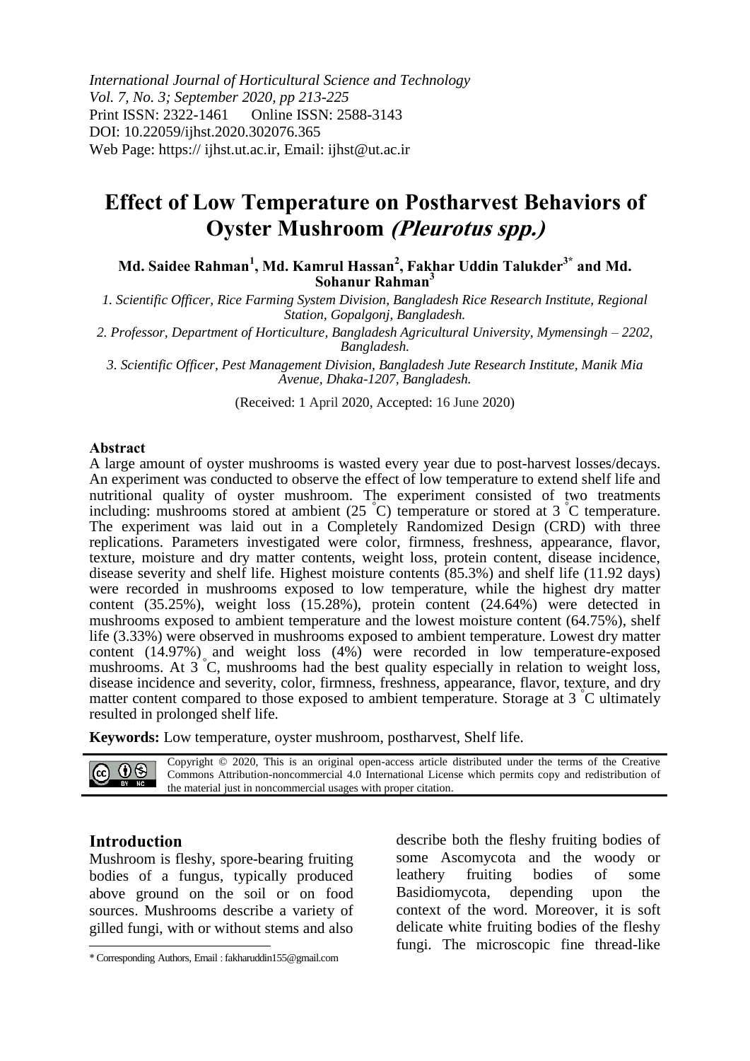*International Journal of Horticultural Science and Technology*
*Vol. 7, No. 3; September 2020, pp 213-225*
Print ISSN: 2322-1461 Online ISSN: 2588-3143
DOI: 10.22059/ijhst.2020.302076.365
Web Page: https:// ijhst.ut.ac.ir, Email: ijhst@ut.ac.ir

# Effect of Low Temperature on Postharvest Behaviors of Oyster Mushroom *(Pleurotus spp.)*

**Md. Saidee Rahman[1], Md. Kamrul Hassan[2], Fakhar Uddin Talukder[3*] and Md. Sohanur Rahman[3]**

*1. Scientific Officer, Rice Farming System Division, Bangladesh Rice Research Institute, Regional Station, Gopalgonj, Bangladesh.*

*2. Professor, Department of Horticulture, Bangladesh Agricultural University, Mymensingh – 2202, Bangladesh.*

*3. Scientific Officer, Pest Management Division, Bangladesh Jute Research Institute, Manik Mia Avenue, Dhaka-1207, Bangladesh.*

(Received: 1 April 2020, Accepted: 16 June 2020)

**Abstract**

A large amount of oyster mushrooms is wasted every year due to post-harvest losses/decays. An experiment was conducted to observe the effect of low temperature to extend shelf life and nutritional quality of oyster mushroom. The experiment consisted of two treatments including: mushrooms stored at ambient (25 °C) temperature or stored at 3 °C temperature. The experiment was laid out in a Completely Randomized Design (CRD) with three replications. Parameters investigated were color, firmness, freshness, appearance, flavor, texture, moisture and dry matter contents, weight loss, protein content, disease incidence, disease severity and shelf life. Highest moisture contents (85.3%) and shelf life (11.92 days) were recorded in mushrooms exposed to low temperature, while the highest dry matter content (35.25%), weight loss (15.28%), protein content (24.64%) were detected in mushrooms exposed to ambient temperature and the lowest moisture content (64.75%), shelf life (3.33%) were observed in mushrooms exposed to ambient temperature. Lowest dry matter content (14.97%) and weight loss (4%) were recorded in low temperature-exposed mushrooms. At 3 °C, mushrooms had the best quality especially in relation to weight loss, disease incidence and severity, color, firmness, freshness, appearance, flavor, texture, and dry matter content compared to those exposed to ambient temperature. Storage at 3 °C ultimately resulted in prolonged shelf life.

**Keywords:** Low temperature, oyster mushroom, postharvest, Shelf life.

Copyright © 2020, This is an original open-access article distributed under the terms of the Creative Commons Attribution-noncommercial 4.0 International License which permits copy and redistribution of the material just in noncommercial usages with proper citation.

## Introduction

Mushroom is fleshy, spore-bearing fruiting bodies of a fungus, typically produced above ground on the soil or on food sources. Mushrooms describe a variety of gilled fungi, with or without stems and also describe both the fleshy fruiting bodies of some Ascomycota and the woody or leathery fruiting bodies of some Basidiomycota, depending upon the context of the word. Moreover, it is soft delicate white fruiting bodies of the fleshy fungi. The microscopic fine thread-like

\* Corresponding Authors, Email : fakharuddin155@gmail.com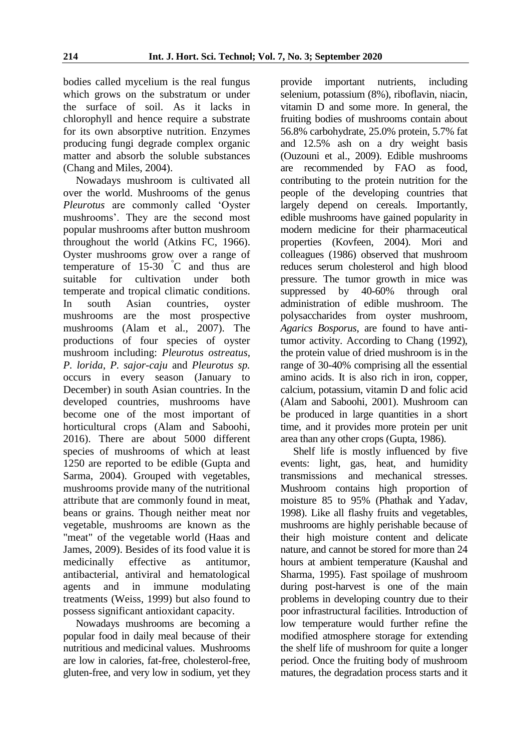bodies called mycelium is the real fungus which grows on the substratum or under the surface of soil. As it lacks in chlorophyll and hence require a substrate for its own absorptive nutrition. Enzymes producing fungi degrade complex organic matter and absorb the soluble substances (Chang and Miles, 2004).

Nowadays mushroom is cultivated all over the world. Mushrooms of the genus *Pleurotus* are commonly called 'Oyster mushrooms'. They are the second most popular mushrooms after button mushroom throughout the world (Atkins FC, 1966). Oyster mushrooms grow over a range of temperature of 15-30 °C and thus are suitable for cultivation under both temperate and tropical climatic conditions. In south Asian countries, oyster mushrooms are the most prospective mushrooms (Alam et al., 2007). The productions of four species of oyster mushroom including: *Pleurotus ostreatus*, *P. lorida*, *P. sajor-caju* and *Pleurotus sp.* occurs in every season (January to December) in south Asian countries. In the developed countries, mushrooms have become one of the most important of horticultural crops (Alam and Saboohi, 2016). There are about 5000 different species of mushrooms of which at least 1250 are reported to be edible (Gupta and Sarma, 2004). Grouped with vegetables, mushrooms provide many of the nutritional attribute that are commonly found in meat, beans or grains. Though neither meat nor vegetable, mushrooms are known as the "meat" of the vegetable world (Haas and James, 2009). Besides of its food value it is medicinally effective as antitumor, antibacterial, antiviral and hematological agents and in immune modulating treatments (Weiss, 1999) but also found to possess significant antioxidant capacity.

Nowadays mushrooms are becoming a popular food in daily meal because of their nutritious and medicinal values. Mushrooms are low in calories, fat-free, cholesterol-free, gluten-free, and very low in sodium, yet they provide important nutrients, including selenium, potassium (8%), riboflavin, niacin, vitamin D and some more. In general, the fruiting bodies of mushrooms contain about 56.8% carbohydrate, 25.0% protein, 5.7% fat and 12.5% ash on a dry weight basis (Ouzouni et al., 2009). Edible mushrooms are recommended by FAO as food, contributing to the protein nutrition for the people of the developing countries that largely depend on cereals. Importantly, edible mushrooms have gained popularity in modern medicine for their pharmaceutical properties (Kovfeen, 2004). Mori and colleagues (1986) observed that mushroom reduces serum cholesterol and high blood pressure. The tumor growth in mice was suppressed by 40-60% through oral administration of edible mushroom. The polysaccharides from oyster mushroom, *Agarics Bosporus*, are found to have anti-tumor activity. According to Chang (1992), the protein value of dried mushroom is in the range of 30-40% comprising all the essential amino acids. It is also rich in iron, copper, calcium, potassium, vitamin D and folic acid (Alam and Saboohi, 2001). Mushroom can be produced in large quantities in a short time, and it provides more protein per unit area than any other crops (Gupta, 1986).

Shelf life is mostly influenced by five events: light, gas, heat, and humidity transmissions and mechanical stresses. Mushroom contains high proportion of moisture 85 to 95% (Phathak and Yadav, 1998). Like all flashy fruits and vegetables, mushrooms are highly perishable because of their high moisture content and delicate nature, and cannot be stored for more than 24 hours at ambient temperature (Kaushal and Sharma, 1995). Fast spoilage of mushroom during post-harvest is one of the main problems in developing country due to their poor infrastructural facilities. Introduction of low temperature would further refine the modified atmosphere storage for extending the shelf life of mushroom for quite a longer period. Once the fruiting body of mushroom matures, the degradation process starts and it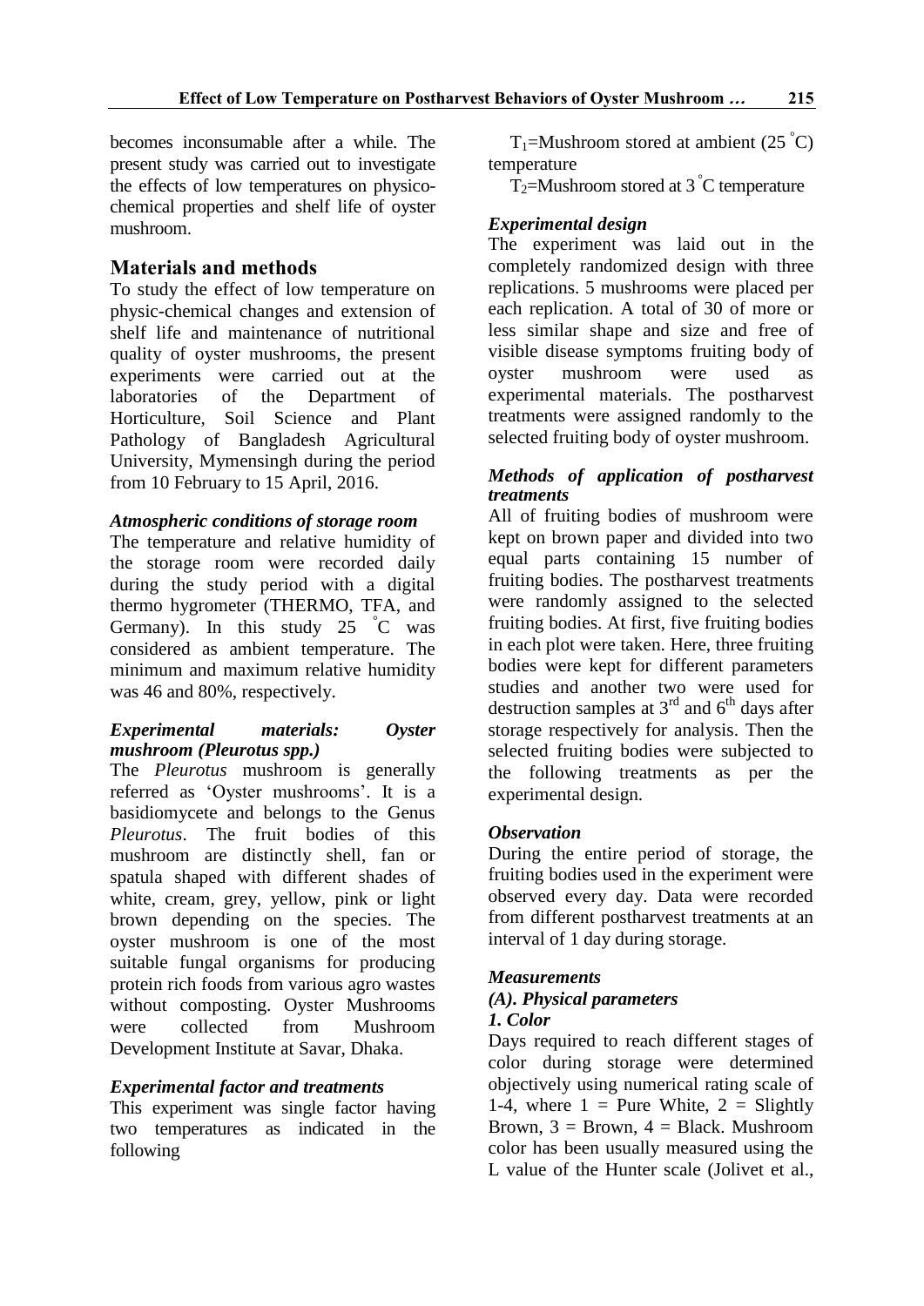becomes inconsumable after a while. The present study was carried out to investigate the effects of low temperatures on physico-chemical properties and shelf life of oyster mushroom.

## Materials and methods

To study the effect of low temperature on physic-chemical changes and extension of shelf life and maintenance of nutritional quality of oyster mushrooms, the present experiments were carried out at the laboratories of the Department of Horticulture, Soil Science and Plant Pathology of Bangladesh Agricultural University, Mymensingh during the period from 10 February to 15 April, 2016.

### *Atmospheric conditions of storage room*

The temperature and relative humidity of the storage room were recorded daily during the study period with a digital thermo hygrometer (THERMO, TFA, and Germany). In this study 25 °C was considered as ambient temperature. The minimum and maximum relative humidity was 46 and 80%, respectively.

### *Experimental materials: Oyster mushroom (Pleurotus spp.)*

The *Pleurotus* mushroom is generally referred as 'Oyster mushrooms'. It is a basidiomycete and belongs to the Genus *Pleurotus*. The fruit bodies of this mushroom are distinctly shell, fan or spatula shaped with different shades of white, cream, grey, yellow, pink or light brown depending on the species. The oyster mushroom is one of the most suitable fungal organisms for producing protein rich foods from various agro wastes without composting. Oyster Mushrooms were collected from Mushroom Development Institute at Savar, Dhaka.

### *Experimental factor and treatments*

This experiment was single factor having two temperatures as indicated in the following

$T_1$=Mushroom stored at ambient (25 °C) temperature

$T_2$=Mushroom stored at 3 °C temperature

### *Experimental design*

The experiment was laid out in the completely randomized design with three replications. 5 mushrooms were placed per each replication. A total of 30 of more or less similar shape and size and free of visible disease symptoms fruiting body of oyster mushroom were used as experimental materials. The postharvest treatments were assigned randomly to the selected fruiting body of oyster mushroom.

### *Methods of application of postharvest treatments*

All of fruiting bodies of mushroom were kept on brown paper and divided into two equal parts containing 15 number of fruiting bodies. The postharvest treatments were randomly assigned to the selected fruiting bodies. At first, five fruiting bodies in each plot were taken. Here, three fruiting bodies were kept for different parameters studies and another two were used for destruction samples at 3rd and 6th days after storage respectively for analysis. Then the selected fruiting bodies were subjected to the following treatments as per the experimental design.

### *Observation*

During the entire period of storage, the fruiting bodies used in the experiment were observed every day. Data were recorded from different postharvest treatments at an interval of 1 day during storage.

### *Measurements*

#### *(A). Physical parameters*

#### *1. Color*

Days required to reach different stages of color during storage were determined objectively using numerical rating scale of 1-4, where 1 = Pure White, 2 = Slightly Brown, 3 = Brown, 4 = Black. Mushroom color has been usually measured using the L value of the Hunter scale (Jolivet et al.,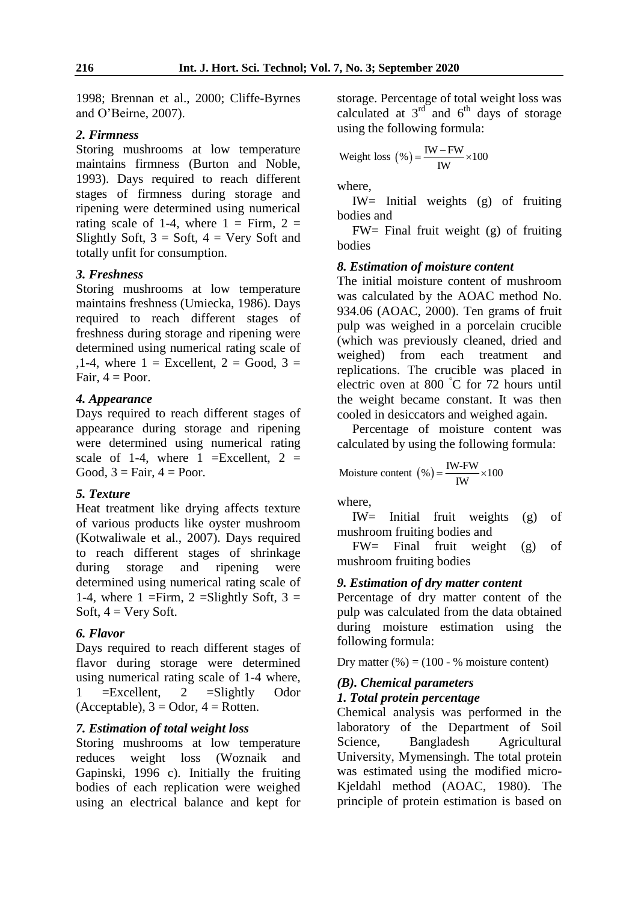1998; Brennan et al., 2000; Cliffe-Byrnes and O'Beirne, 2007).

### *2. Firmness*

Storing mushrooms at low temperature maintains firmness (Burton and Noble, 1993). Days required to reach different stages of firmness during storage and ripening were determined using numerical rating scale of 1-4, where 1 = Firm, 2 = Slightly Soft, 3 = Soft, 4 = Very Soft and totally unfit for consumption.

### *3. Freshness*

Storing mushrooms at low temperature maintains freshness (Umiecka, 1986). Days required to reach different stages of freshness during storage and ripening were determined using numerical rating scale of ,1-4, where 1 = Excellent, 2 = Good, 3 = Fair, 4 = Poor.

### *4. Appearance*

Days required to reach different stages of appearance during storage and ripening were determined using numerical rating scale of 1-4, where 1 =Excellent, 2 = Good, 3 = Fair, 4 = Poor.

### *5. Texture*

Heat treatment like drying affects texture of various products like oyster mushroom (Kotwaliwale et al., 2007). Days required to reach different stages of shrinkage during storage and ripening were determined using numerical rating scale of 1-4, where 1 =Firm, 2 =Slightly Soft, 3 = Soft, 4 = Very Soft.

### *6. Flavor*

Days required to reach different stages of flavor during storage were determined using numerical rating scale of 1-4 where, 1 =Excellent, 2 =Slightly Odor (Acceptable), 3 = Odor, 4 = Rotten.

### *7. Estimation of total weight loss*

Storing mushrooms at low temperature reduces weight loss (Woznaik and Gapinski, 1996 c). Initially the fruiting bodies of each replication were weighed using an electrical balance and kept for storage. Percentage of total weight loss was calculated at 3rd and 6th days of storage using the following formula:

$$\text{Weight loss } (\%) = \frac{\text{IW} - \text{FW}}{\text{IW}} \times 100$$

where,

IW= Initial weights (g) of fruiting bodies and

FW= Final fruit weight (g) of fruiting bodies

### *8. Estimation of moisture content*

The initial moisture content of mushroom was calculated by the AOAC method No. 934.06 (AOAC, 2000). Ten grams of fruit pulp was weighed in a porcelain crucible (which was previously cleaned, dried and weighed) from each treatment and replications. The crucible was placed in electric oven at 800 °C for 72 hours until the weight became constant. It was then cooled in desiccators and weighed again.

Percentage of moisture content was calculated by using the following formula:

$$\text{Moisture content } (\%) = \frac{\text{IW-FW}}{\text{IW}} \times 100$$

where,

IW= Initial fruit weights (g) of mushroom fruiting bodies and

FW= Final fruit weight (g) of mushroom fruiting bodies

### *9. Estimation of dry matter content*

Percentage of dry matter content of the pulp was calculated from the data obtained during moisture estimation using the following formula:

Dry matter (%) = (100 - % moisture content)

## *(B). Chemical parameters*

### *1. Total protein percentage*

Chemical analysis was performed in the laboratory of the Department of Soil Science, Bangladesh Agricultural University, Mymensingh. The total protein was estimated using the modified micro-Kjeldahl method (AOAC, 1980). The principle of protein estimation is based on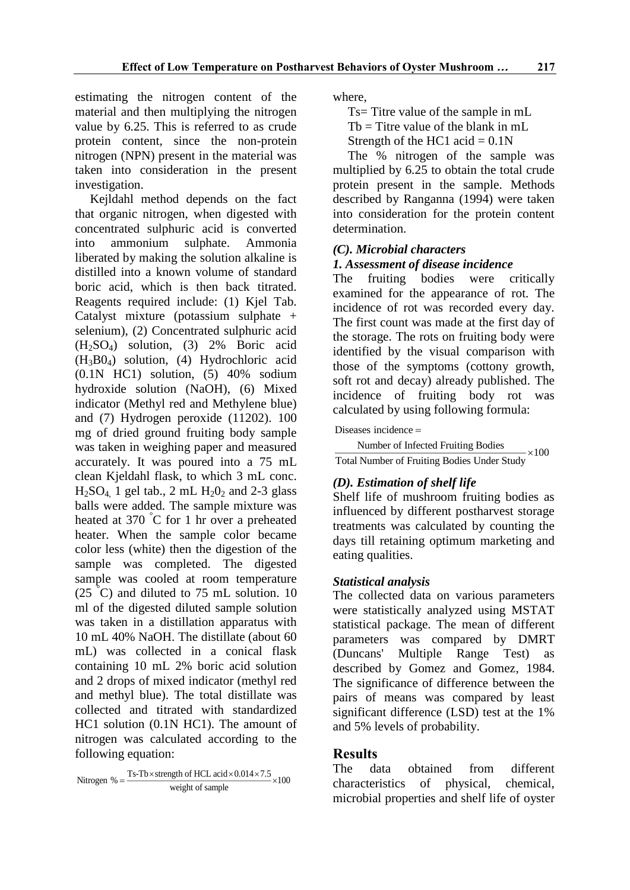estimating the nitrogen content of the material and then multiplying the nitrogen value by 6.25. This is referred to as crude protein content, since the non-protein nitrogen (NPN) present in the material was taken into consideration in the present investigation.

Kejldahl method depends on the fact that organic nitrogen, when digested with concentrated sulphuric acid is converted into ammonium sulphate. Ammonia liberated by making the solution alkaline is distilled into a known volume of standard boric acid, which is then back titrated. Reagents required include: (1) Kjel Tab. Catalyst mixture (potassium sulphate + selenium), (2) Concentrated sulphuric acid ($H_2SO_4$) solution, (3) 2% Boric acid ($H_3B0_4$) solution, (4) Hydrochloric acid (0.1N HC1) solution, (5) 40% sodium hydroxide solution (NaOH), (6) Mixed indicator (Methyl red and Methylene blue) and (7) Hydrogen peroxide (11202). 100 mg of dried ground fruiting body sample was taken in weighing paper and measured accurately. It was poured into a 75 mL clean Kjeldahl flask, to which 3 mL conc. $H_2SO_4$, 1 gel tab., 2 mL $H_20_2$ and 2-3 glass balls were added. The sample mixture was heated at 370 °C for 1 hr over a preheated heater. When the sample color became color less (white) then the digestion of the sample was completed. The digested sample was cooled at room temperature (25 °C) and diluted to 75 mL solution. 10 ml of the digested diluted sample solution was taken in a distillation apparatus with 10 mL 40% NaOH. The distillate (about 60 mL) was collected in a conical flask containing 10 mL 2% boric acid solution and 2 drops of mixed indicator (methyl red and methyl blue). The total distillate was collected and titrated with standardized HC1 solution (0.1N HC1). The amount of nitrogen was calculated according to the following equation:

$$\text{Nitrogen } \% = \frac{\text{Ts-Tb} \times \text{strength of HCL acid} \times 0.014 \times 7.5}{\text{weight of sample}} \times 100$$

where,

Ts= Titre value of the sample in mL

Tb = Titre value of the blank in mL

Strength of the HC1 acid = 0.1N

The % nitrogen of the sample was multiplied by 6.25 to obtain the total crude protein present in the sample. Methods described by Ranganna (1994) were taken into consideration for the protein content determination.

### *(C). Microbial characters*

#### *1. Assessment of disease incidence*

The fruiting bodies were critically examined for the appearance of rot. The incidence of rot was recorded every day. The first count was made at the first day of the storage. The rots on fruiting body were identified by the visual comparison with those of the symptoms (cottony growth, soft rot and decay) already published. The incidence of fruiting body rot was calculated by using following formula:

$$\text{Diseases incidence} = \frac{\text{Number of Infected Fruiting Bodies}}{\text{Total Number of Fruiting Bodies Under Study}} \times 100$$

### *(D). Estimation of shelf life*

Shelf life of mushroom fruiting bodies as influenced by different postharvest storage treatments was calculated by counting the days till retaining optimum marketing and eating qualities.

### *Statistical analysis*

The collected data on various parameters were statistically analyzed using MSTAT statistical package. The mean of different parameters was compared by DMRT (Duncans' Multiple Range Test) as described by Gomez and Gomez, 1984. The significance of difference between the pairs of means was compared by least significant difference (LSD) test at the 1% and 5% levels of probability.

## Results

The data obtained from different characteristics of physical, chemical, microbial properties and shelf life of oyster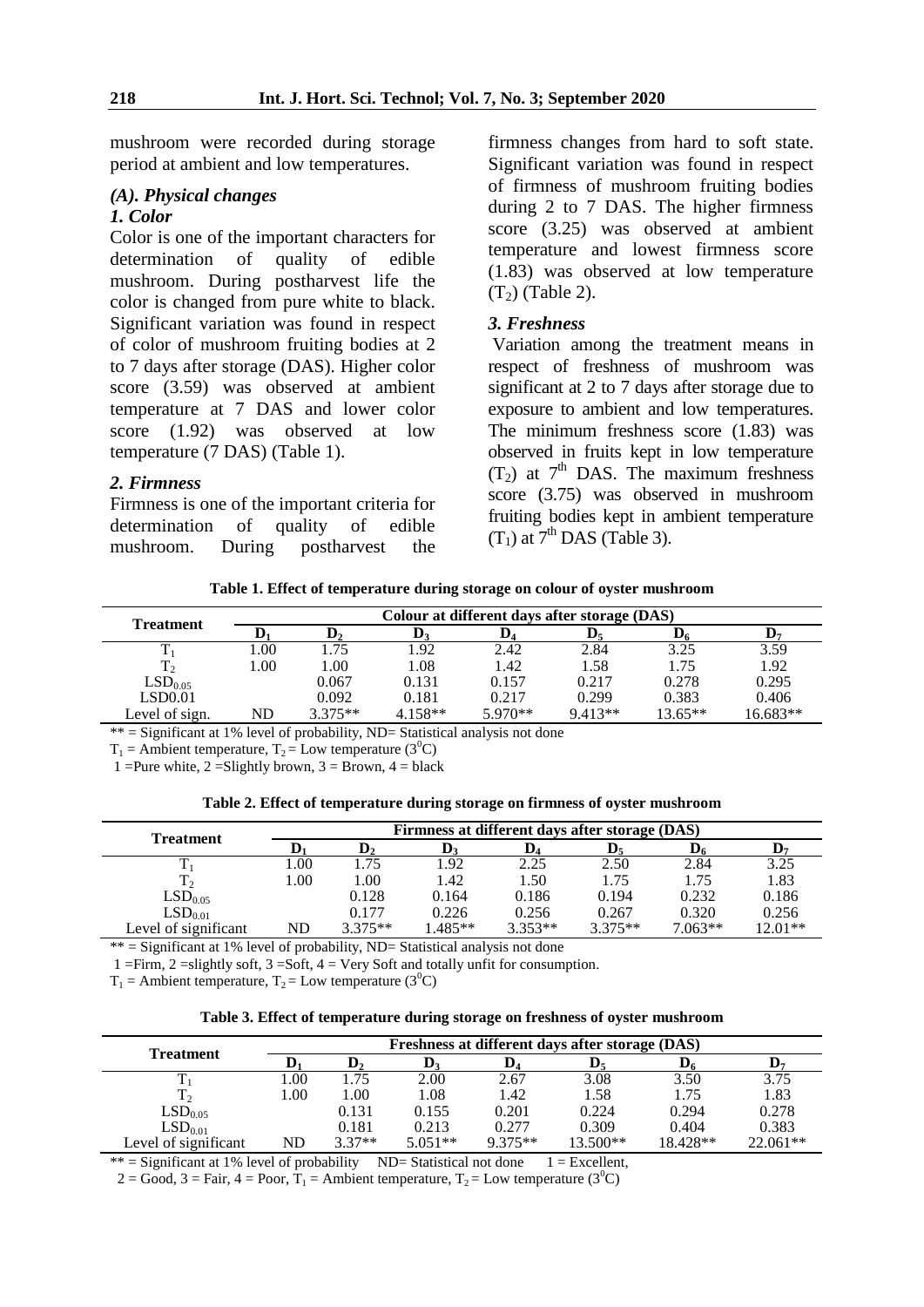mushroom were recorded during storage period at ambient and low temperatures.

### *(A). Physical changes*

#### *1. Color*

Color is one of the important characters for determination of quality of edible mushroom. During postharvest life the color is changed from pure white to black. Significant variation was found in respect of color of mushroom fruiting bodies at 2 to 7 days after storage (DAS). Higher color score (3.59) was observed at ambient temperature at 7 DAS and lower color score (1.92) was observed at low temperature (7 DAS) (Table 1).

#### *2. Firmness*

Firmness is one of the important criteria for determination of quality of edible mushroom. During postharvest the firmness changes from hard to soft state. Significant variation was found in respect of firmness of mushroom fruiting bodies during 2 to 7 DAS. The higher firmness score (3.25) was observed at ambient temperature and lowest firmness score (1.83) was observed at low temperature ($T_2$) (Table 2).

#### *3. Freshness*

Variation among the treatment means in respect of freshness of mushroom was significant at 2 to 7 days after storage due to exposure to ambient and low temperatures. The minimum freshness score (1.83) was observed in fruits kept in low temperature ($T_2$) at $7^{th}$ DAS. The maximum freshness score (3.75) was observed in mushroom fruiting bodies kept in ambient temperature ($T_1$) at $7^{th}$ DAS (Table 3).

**Table 1. Effect of temperature during storage on colour of oyster mushroom**

| Treatment | Colour at different days after storage (DAS) | | | | | | |
|---|---|---|---|---|---|---|---|
| | $D_1$ | $D_2$ | $D_3$ | $D_4$ | $D_5$ | $D_6$ | $D_7$ |
| $T_1$ | 1.00 | 1.75 | 1.92 | 2.42 | 2.84 | 3.25 | 3.59 |
| $T_2$ | 1.00 | 1.00 | 1.08 | 1.42 | 1.58 | 1.75 | 1.92 |
| $LSD_{0.05}$ | | 0.067 | 0.131 | 0.157 | 0.217 | 0.278 | 0.295 |
| LSD0.01 | | 0.092 | 0.181 | 0.217 | 0.299 | 0.383 | 0.406 |
| Level of sign. | ND | 3.375** | 4.158** | 5.970** | 9.413** | 13.65** | 16.683** |

** = Significant at 1% level of probability, ND= Statistical analysis not done

$T_1$ = Ambient temperature, $T_2$ = Low temperature ($3^0$C)

1 =Pure white, 2 =Slightly brown, 3 = Brown, 4 = black

**Table 2. Effect of temperature during storage on firmness of oyster mushroom**

| Treatment | Firmness at different days after storage (DAS) | | | | | | |
|---|---|---|---|---|---|---|---|
| | $D_1$ | $D_2$ | $D_3$ | $D_4$ | $D_5$ | $D_6$ | $D_7$ |
| $T_1$ | 1.00 | 1.75 | 1.92 | 2.25 | 2.50 | 2.84 | 3.25 |
| $T_2$ | 1.00 | 1.00 | 1.42 | 1.50 | 1.75 | 1.75 | 1.83 |
| $LSD_{0.05}$ | | 0.128 | 0.164 | 0.186 | 0.194 | 0.232 | 0.186 |
| $LSD_{0.01}$ | | 0.177 | 0.226 | 0.256 | 0.267 | 0.320 | 0.256 |
| Level of significant | ND | 3.375** | 1.485** | 3.353** | 3.375** | 7.063** | 12.01** |

** = Significant at 1% level of probability, ND= Statistical analysis not done

1 =Firm, 2 =slightly soft, 3 =Soft, 4 = Very Soft and totally unfit for consumption.

$T_1$ = Ambient temperature, $T_2$ = Low temperature ($3^0$C)

**Table 3. Effect of temperature during storage on freshness of oyster mushroom**

| Treatment | Freshness at different days after storage (DAS) | | | | | | |
|---|---|---|---|---|---|---|---|
| | $D_1$ | $D_2$ | $D_3$ | $D_4$ | $D_5$ | $D_6$ | $D_7$ |
| $T_1$ | 1.00 | 1.75 | 2.00 | 2.67 | 3.08 | 3.50 | 3.75 |
| $T_2$ | 1.00 | 1.00 | 1.08 | 1.42 | 1.58 | 1.75 | 1.83 |
| $LSD_{0.05}$ | | 0.131 | 0.155 | 0.201 | 0.224 | 0.294 | 0.278 |
| $LSD_{0.01}$ | | 0.181 | 0.213 | 0.277 | 0.309 | 0.404 | 0.383 |
| Level of significant | ND | 3.37** | 5.051** | 9.375** | 13.500** | 18.428** | 22.061** |

** = Significant at 1% level of probability  ND= Statistical not done  1 = Excellent,

2 = Good, 3 = Fair, 4 = Poor, $T_1$ = Ambient temperature, $T_2$ = Low temperature ($3^0$C)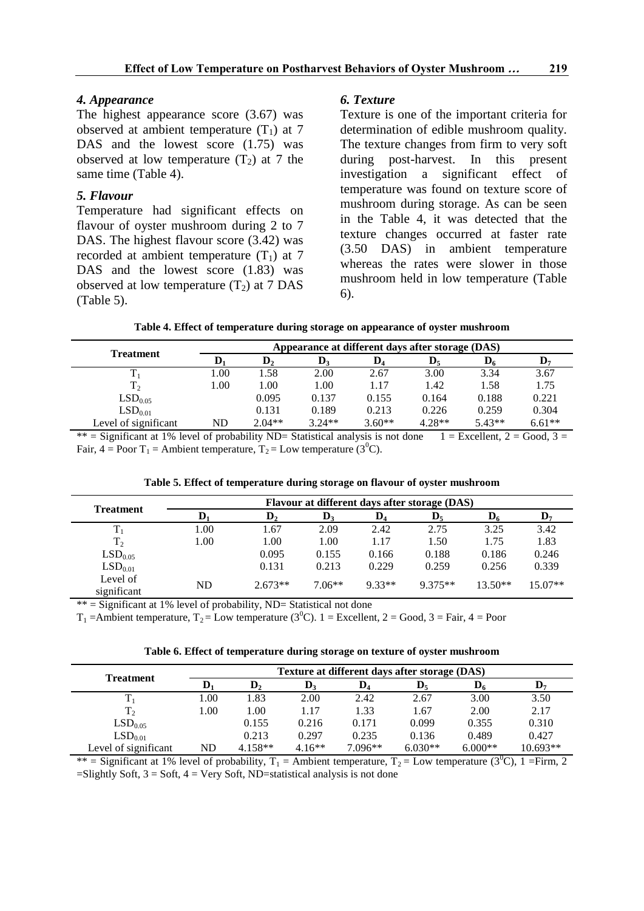### *4. Appearance*

The highest appearance score (3.67) was observed at ambient temperature ($T_1$) at 7 DAS and the lowest score (1.75) was observed at low temperature ($T_2$) at 7 the same time (Table 4).

### *5. Flavour*

Temperature had significant effects on flavour of oyster mushroom during 2 to 7 DAS. The highest flavour score (3.42) was recorded at ambient temperature ($T_1$) at 7 DAS and the lowest score (1.83) was observed at low temperature ($T_2$) at 7 DAS (Table 5).

### *6. Texture*

Texture is one of the important criteria for determination of edible mushroom quality. The texture changes from firm to very soft during post-harvest. In this present investigation a significant effect of temperature was found on texture score of mushroom during storage. As can be seen in the Table 4, it was detected that the texture changes occurred at faster rate (3.50 DAS) in ambient temperature whereas the rates were slower in those mushroom held in low temperature (Table 6).

**Table 4. Effect of temperature during storage on appearance of oyster mushroom**

| Treatment | Appearance at different days after storage (DAS) | | | | | | |
|---|---|---|---|---|---|---|---|
| | $D_1$ | $D_2$ | $D_3$ | $D_4$ | $D_5$ | $D_6$ | $D_7$ |
| $T_1$ | 1.00 | 1.58 | 2.00 | 2.67 | 3.00 | 3.34 | 3.67 |
| $T_2$ | 1.00 | 1.00 | 1.00 | 1.17 | 1.42 | 1.58 | 1.75 |
| $LSD_{0.05}$ | | 0.095 | 0.137 | 0.155 | 0.164 | 0.188 | 0.221 |
| $LSD_{0.01}$ | | 0.131 | 0.189 | 0.213 | 0.226 | 0.259 | 0.304 |
| Level of significant | ND | 2.04** | 3.24** | 3.60** | 4.28** | 5.43** | 6.61** |

** = Significant at 1% level of probability ND= Statistical analysis is not done 1 = Excellent, 2 = Good, 3 = Fair, 4 = Poor $T_1$ = Ambient temperature, $T_2$ = Low temperature ($3^0$C).

**Table 5. Effect of temperature during storage on flavour of oyster mushroom**

| Treatment | Flavour at different days after storage (DAS) | | | | | | |
|---|---|---|---|---|---|---|---|
| | $D_1$ | $D_2$ | $D_3$ | $D_4$ | $D_5$ | $D_6$ | $D_7$ |
| $T_1$ | 1.00 | 1.67 | 2.09 | 2.42 | 2.75 | 3.25 | 3.42 |
| $T_2$ | 1.00 | 1.00 | 1.00 | 1.17 | 1.50 | 1.75 | 1.83 |
| $LSD_{0.05}$ | | 0.095 | 0.155 | 0.166 | 0.188 | 0.186 | 0.246 |
| $LSD_{0.01}$ | | 0.131 | 0.213 | 0.229 | 0.259 | 0.256 | 0.339 |
| Level of significant | ND | 2.673** | 7.06** | 9.33** | 9.375** | 13.50** | 15.07** |

** = Significant at 1% level of probability, ND= Statistical not done

$T_1$ =Ambient temperature, $T_2$ = Low temperature ($3^0$C). 1 = Excellent, 2 = Good, 3 = Fair, 4 = Poor

**Table 6. Effect of temperature during storage on texture of oyster mushroom**

| Treatment | Texture at different days after storage (DAS) | | | | | | |
|---|---|---|---|---|---|---|---|
| | $D_1$ | $D_2$ | $D_3$ | $D_4$ | $D_5$ | $D_6$ | $D_7$ |
| $T_1$ | 1.00 | 1.83 | 2.00 | 2.42 | 2.67 | 3.00 | 3.50 |
| $T_2$ | 1.00 | 1.00 | 1.17 | 1.33 | 1.67 | 2.00 | 2.17 |
| $LSD_{0.05}$ | | 0.155 | 0.216 | 0.171 | 0.099 | 0.355 | 0.310 |
| $LSD_{0.01}$ | | 0.213 | 0.297 | 0.235 | 0.136 | 0.489 | 0.427 |
| Level of significant | ND | 4.158** | 4.16** | 7.096** | 6.030** | 6.000** | 10.693** |

** = Significant at 1% level of probability, $T_1$ = Ambient temperature, $T_2$ = Low temperature ($3^0$C), 1 =Firm, 2 =Slightly Soft, 3 = Soft, 4 = Very Soft, ND=statistical analysis is not done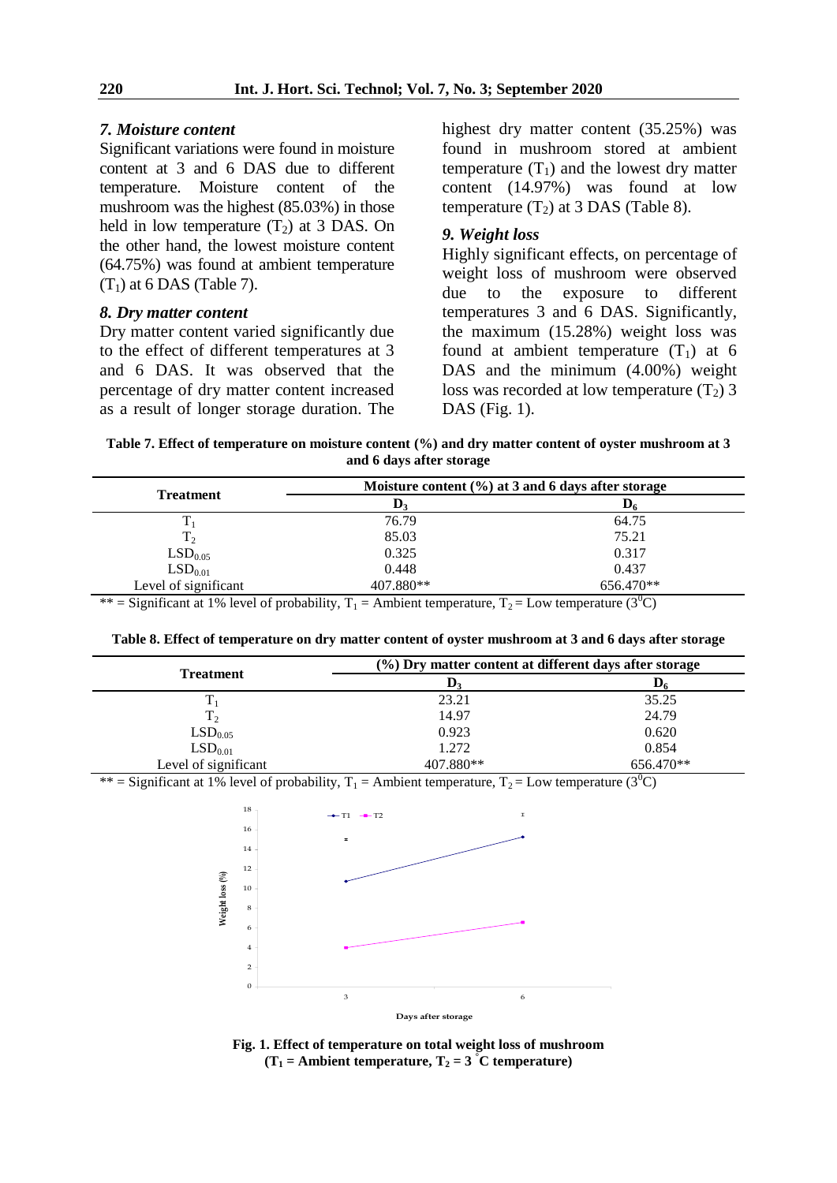### *7. Moisture content*

Significant variations were found in moisture content at 3 and 6 DAS due to different temperature. Moisture content of the mushroom was the highest (85.03%) in those held in low temperature ($T_2$) at 3 DAS. On the other hand, the lowest moisture content (64.75%) was found at ambient temperature ($T_1$) at 6 DAS (Table 7).

### *8. Dry matter content*

Dry matter content varied significantly due to the effect of different temperatures at 3 and 6 DAS. It was observed that the percentage of dry matter content increased as a result of longer storage duration. The highest dry matter content (35.25%) was found in mushroom stored at ambient temperature ($T_1$) and the lowest dry matter content (14.97%) was found at low temperature ($T_2$) at 3 DAS (Table 8).

### *9. Weight loss*

Highly significant effects, on percentage of weight loss of mushroom were observed due to the exposure to different temperatures 3 and 6 DAS. Significantly, the maximum (15.28%) weight loss was found at ambient temperature ($T_1$) at 6 DAS and the minimum (4.00%) weight loss was recorded at low temperature ($T_2$) 3 DAS (Fig. 1).

**Table 7. Effect of temperature on moisture content (%) and dry matter content of oyster mushroom at 3 and 6 days after storage**

| Treatment | Moisture content (%) at 3 and 6 days after storage | |
|---|---|---|
| | $D_3$ | $D_6$ |
| $T_1$ | 76.79 | 64.75 |
| $T_2$ | 85.03 | 75.21 |
| $LSD_{0.05}$ | 0.325 | 0.317 |
| $LSD_{0.01}$ | 0.448 | 0.437 |
| Level of significant | 407.880** | 656.470** |

** = Significant at 1% level of probability, $T_1$ = Ambient temperature, $T_2$ = Low temperature ($3^0$C)

**Table 8. Effect of temperature on dry matter content of oyster mushroom at 3 and 6 days after storage**

| Treatment | (%) Dry matter content at different days after storage | |
|---|---|---|
| | $D_3$ | $D_6$ |
| $T_1$ | 23.21 | 35.25 |
| $T_2$ | 14.97 | 24.79 |
| $LSD_{0.05}$ | 0.923 | 0.620 |
| $LSD_{0.01}$ | 1.272 | 0.854 |
| Level of significant | 407.880** | 656.470** |

** = Significant at 1% level of probability, $T_1$ = Ambient temperature, $T_2$ = Low temperature ($3^0$C)

**Fig. 1. Effect of temperature on total weight loss of mushroom ($T_1$ = Ambient temperature, $T_2$ = 3 °C temperature)**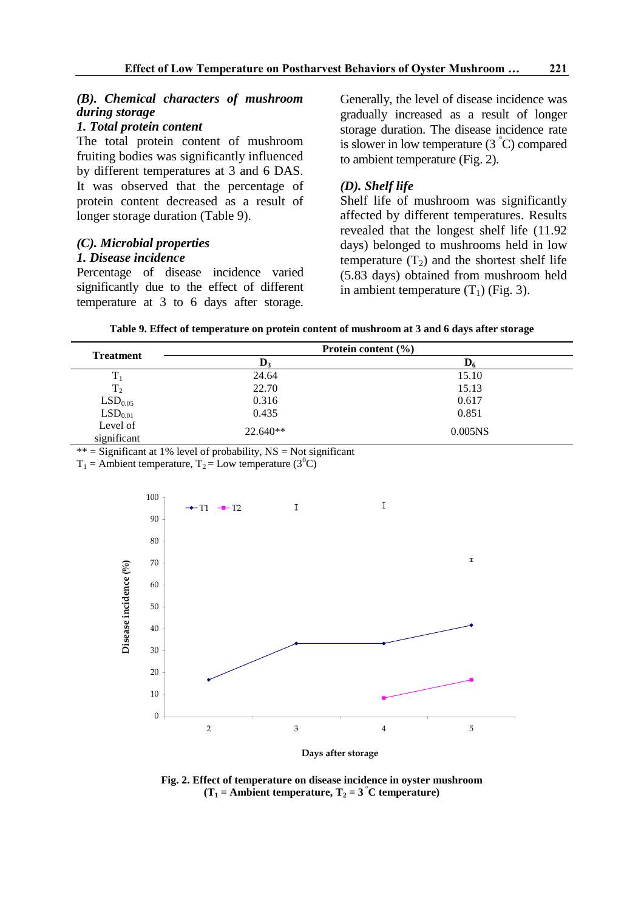### *(B). Chemical characters of mushroom during storage*

#### *1. Total protein content*

The total protein content of mushroom fruiting bodies was significantly influenced by different temperatures at 3 and 6 DAS. It was observed that the percentage of protein content decreased as a result of longer storage duration (Table 9).

### *(C). Microbial properties*

#### *1. Disease incidence*

Percentage of disease incidence varied significantly due to the effect of different temperature at 3 to 6 days after storage. Generally, the level of disease incidence was gradually increased as a result of longer storage duration. The disease incidence rate is slower in low temperature (3 °C) compared to ambient temperature (Fig. 2).

### *(D). Shelf life*

Shelf life of mushroom was significantly affected by different temperatures. Results revealed that the longest shelf life (11.92 days) belonged to mushrooms held in low temperature ($T_2$) and the shortest shelf life (5.83 days) obtained from mushroom held in ambient temperature ($T_1$) (Fig. 3).

**Table 9. Effect of temperature on protein content of mushroom at 3 and 6 days after storage**

| Treatment | Protein content (%) | |
|---|---|---|
| | $D_3$ | $D_6$ |
| $T_1$ | 24.64 | 15.10 |
| $T_2$ | 22.70 | 15.13 |
| $LSD_{0.05}$ | 0.316 | 0.617 |
| $LSD_{0.01}$ | 0.435 | 0.851 |
| Level of significant | 22.640** | 0.005NS |

** = Significant at 1% level of probability, NS = Not significant

$T_1$ = Ambient temperature, $T_2$ = Low temperature ($3^0$C)

**Fig. 2. Effect of temperature on disease incidence in oyster mushroom ($T_1$ = Ambient temperature, $T_2$ = 3 °C temperature)**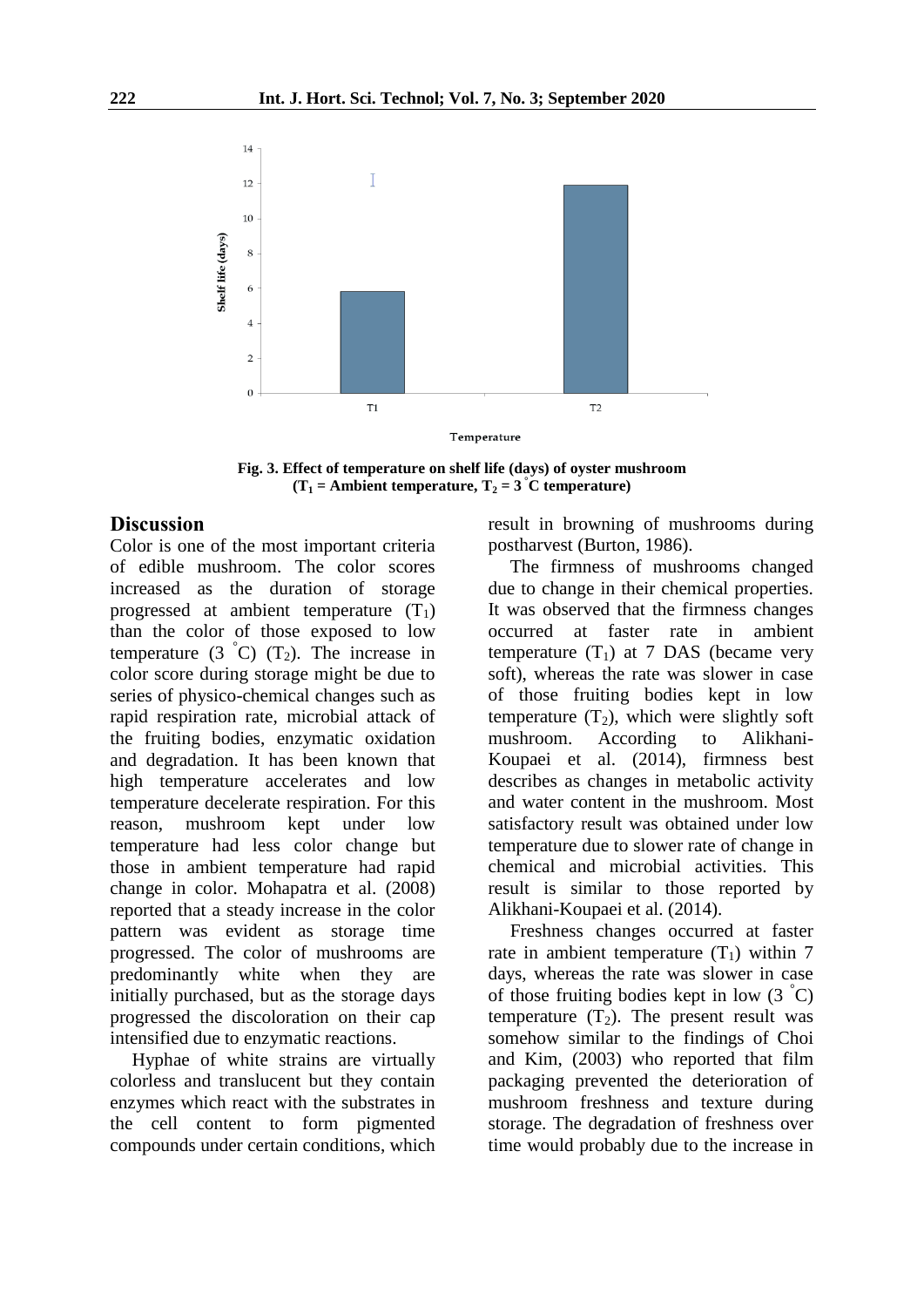Fig. 3. Effect of temperature on shelf life (days) of oyster mushroom ($T_1$ = Ambient temperature, $T_2$ = 3 °C temperature)

## Discussion

Color is one of the most important criteria of edible mushroom. The color scores increased as the duration of storage progressed at ambient temperature ($T_1$) than the color of those exposed to low temperature (3 °C) ($T_2$). The increase in color score during storage might be due to series of physico-chemical changes such as rapid respiration rate, microbial attack of the fruiting bodies, enzymatic oxidation and degradation. It has been known that high temperature accelerates and low temperature decelerate respiration. For this reason, mushroom kept under low temperature had less color change but those in ambient temperature had rapid change in color. Mohapatra et al. (2008) reported that a steady increase in the color pattern was evident as storage time progressed. The color of mushrooms are predominantly white when they are initially purchased, but as the storage days progressed the discoloration on their cap intensified due to enzymatic reactions.

Hyphae of white strains are virtually colorless and translucent but they contain enzymes which react with the substrates in the cell content to form pigmented compounds under certain conditions, which result in browning of mushrooms during postharvest (Burton, 1986).

The firmness of mushrooms changed due to change in their chemical properties. It was observed that the firmness changes occurred at faster rate in ambient temperature ($T_1$) at 7 DAS (became very soft), whereas the rate was slower in case of those fruiting bodies kept in low temperature ($T_2$), which were slightly soft mushroom. According to Alikhani-Koupaei et al. (2014), firmness best describes as changes in metabolic activity and water content in the mushroom. Most satisfactory result was obtained under low temperature due to slower rate of change in chemical and microbial activities. This result is similar to those reported by Alikhani-Koupaei et al. (2014).

Freshness changes occurred at faster rate in ambient temperature ($T_1$) within 7 days, whereas the rate was slower in case of those fruiting bodies kept in low (3 °C) temperature ($T_2$). The present result was somehow similar to the findings of Choi and Kim, (2003) who reported that film packaging prevented the deterioration of mushroom freshness and texture during storage. The degradation of freshness over time would probably due to the increase in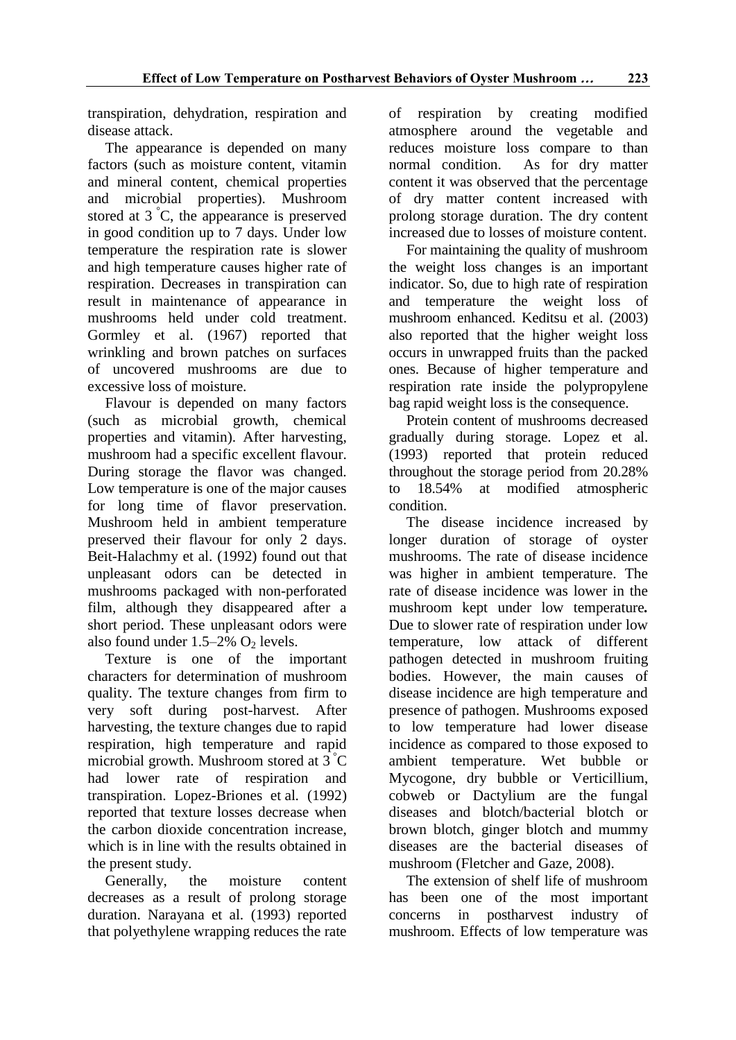transpiration, dehydration, respiration and disease attack.

The appearance is depended on many factors (such as moisture content, vitamin and mineral content, chemical properties and microbial properties). Mushroom stored at 3 °C, the appearance is preserved in good condition up to 7 days. Under low temperature the respiration rate is slower and high temperature causes higher rate of respiration. Decreases in transpiration can result in maintenance of appearance in mushrooms held under cold treatment. Gormley et al. (1967) reported that wrinkling and brown patches on surfaces of uncovered mushrooms are due to excessive loss of moisture.

Flavour is depended on many factors (such as microbial growth, chemical properties and vitamin). After harvesting, mushroom had a specific excellent flavour. During storage the flavor was changed. Low temperature is one of the major causes for long time of flavor preservation. Mushroom held in ambient temperature preserved their flavour for only 2 days. Beit-Halachmy et al. (1992) found out that unpleasant odors can be detected in mushrooms packaged with non-perforated film, although they disappeared after a short period. These unpleasant odors were also found under 1.5–2% $O_2$ levels.

Texture is one of the important characters for determination of mushroom quality. The texture changes from firm to very soft during post-harvest. After harvesting, the texture changes due to rapid respiration, high temperature and rapid microbial growth. Mushroom stored at 3 °C had lower rate of respiration and transpiration. Lopez-Briones et al. (1992) reported that texture losses decrease when the carbon dioxide concentration increase, which is in line with the results obtained in the present study.

Generally, the moisture content decreases as a result of prolong storage duration. Narayana et al. (1993) reported that polyethylene wrapping reduces the rate of respiration by creating modified atmosphere around the vegetable and reduces moisture loss compare to than normal condition. As for dry matter content it was observed that the percentage of dry matter content increased with prolong storage duration. The dry content increased due to losses of moisture content.

For maintaining the quality of mushroom the weight loss changes is an important indicator. So, due to high rate of respiration and temperature the weight loss of mushroom enhanced. Keditsu et al. (2003) also reported that the higher weight loss occurs in unwrapped fruits than the packed ones. Because of higher temperature and respiration rate inside the polypropylene bag rapid weight loss is the consequence.

Protein content of mushrooms decreased gradually during storage. Lopez et al. (1993) reported that protein reduced throughout the storage period from 20.28% to 18.54% at modified atmospheric condition.

The disease incidence increased by longer duration of storage of oyster mushrooms. The rate of disease incidence was higher in ambient temperature. The rate of disease incidence was lower in the mushroom kept under low temperature**.** Due to slower rate of respiration under low temperature, low attack of different pathogen detected in mushroom fruiting bodies. However, the main causes of disease incidence are high temperature and presence of pathogen. Mushrooms exposed to low temperature had lower disease incidence as compared to those exposed to ambient temperature. Wet bubble or Mycogone, dry bubble or Verticillium, cobweb or Dactylium are the fungal diseases and blotch/bacterial blotch or brown blotch, ginger blotch and mummy diseases are the bacterial diseases of mushroom (Fletcher and Gaze, 2008).

The extension of shelf life of mushroom has been one of the most important concerns in postharvest industry of mushroom. Effects of low temperature was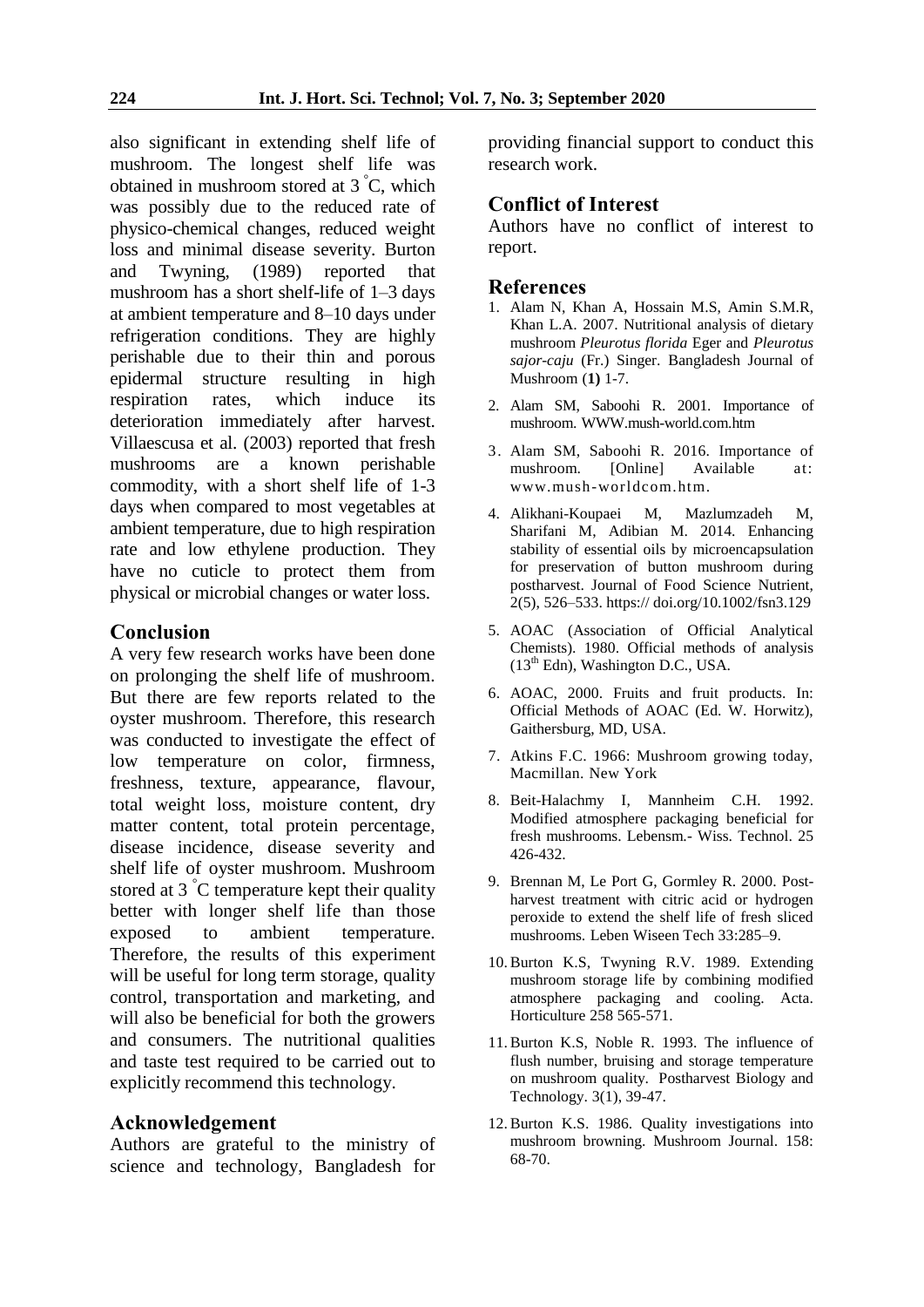also significant in extending shelf life of mushroom. The longest shelf life was obtained in mushroom stored at 3 °C, which was possibly due to the reduced rate of physico-chemical changes, reduced weight loss and minimal disease severity. Burton and Twyning, (1989) reported that mushroom has a short shelf-life of 1–3 days at ambient temperature and 8–10 days under refrigeration conditions. They are highly perishable due to their thin and porous epidermal structure resulting in high respiration rates, which induce its deterioration immediately after harvest. Villaescusa et al. (2003) reported that fresh mushrooms are a known perishable commodity, with a short shelf life of 1-3 days when compared to most vegetables at ambient temperature, due to high respiration rate and low ethylene production. They have no cuticle to protect them from physical or microbial changes or water loss.

## Conclusion

A very few research works have been done on prolonging the shelf life of mushroom. But there are few reports related to the oyster mushroom. Therefore, this research was conducted to investigate the effect of low temperature on color, firmness, freshness, texture, appearance, flavour, total weight loss, moisture content, dry matter content, total protein percentage, disease incidence, disease severity and shelf life of oyster mushroom. Mushroom stored at 3 °C temperature kept their quality better with longer shelf life than those exposed to ambient temperature. Therefore, the results of this experiment will be useful for long term storage, quality control, transportation and marketing, and will also be beneficial for both the growers and consumers. The nutritional qualities and taste test required to be carried out to explicitly recommend this technology.

## Acknowledgement

Authors are grateful to the ministry of science and technology, Bangladesh for providing financial support to conduct this research work.

## Conflict of Interest

Authors have no conflict of interest to report.

## References

1. Alam N, Khan A, Hossain M.S, Amin S.M.R, Khan L.A. 2007. Nutritional analysis of dietary mushroom *Pleurotus florida* Eger and *Pleurotus sajor-caju* (Fr.) Singer. Bangladesh Journal of Mushroom (**1)** 1-7.
2. Alam SM, Saboohi R. 2001. Importance of mushroom. WWW.mush-world.com.htm
3. Alam SM, Saboohi R. 2016. Importance of mushroom. [Online] Available at: www.mush-worldcom.htm.
4. Alikhani-Koupaei M, Mazlumzadeh M, Sharifani M, Adibian M. 2014. Enhancing stability of essential oils by microencapsulation for preservation of button mushroom during postharvest. Journal of Food Science Nutrient, 2(5), 526–533. https:// doi.org/10.1002/fsn3.129
5. AOAC (Association of Official Analytical Chemists). 1980. Official methods of analysis (13th Edn), Washington D.C., USA.
6. AOAC, 2000. Fruits and fruit products. In: Official Methods of AOAC (Ed. W. Horwitz), Gaithersburg, MD, USA.
7. Atkins F.C. 1966: Mushroom growing today, Macmillan. New York
8. Beit-Halachmy I, Mannheim C.H. 1992. Modified atmosphere packaging beneficial for fresh mushrooms. Lebensm.- Wiss. Technol. 25 426-432.
9. Brennan M, Le Port G, Gormley R. 2000. Post-harvest treatment with citric acid or hydrogen peroxide to extend the shelf life of fresh sliced mushrooms. Leben Wiseen Tech 33:285–9.
10. Burton K.S, Twyning R.V. 1989. Extending mushroom storage life by combining modified atmosphere packaging and cooling. Acta. Horticulture 258 565-571.
11. Burton K.S, Noble R. 1993. The influence of flush number, bruising and storage temperature on mushroom quality. Postharvest Biology and Technology. 3(1), 39-47.
12. Burton K.S. 1986. Quality investigations into mushroom browning. Mushroom Journal. 158: 68-70.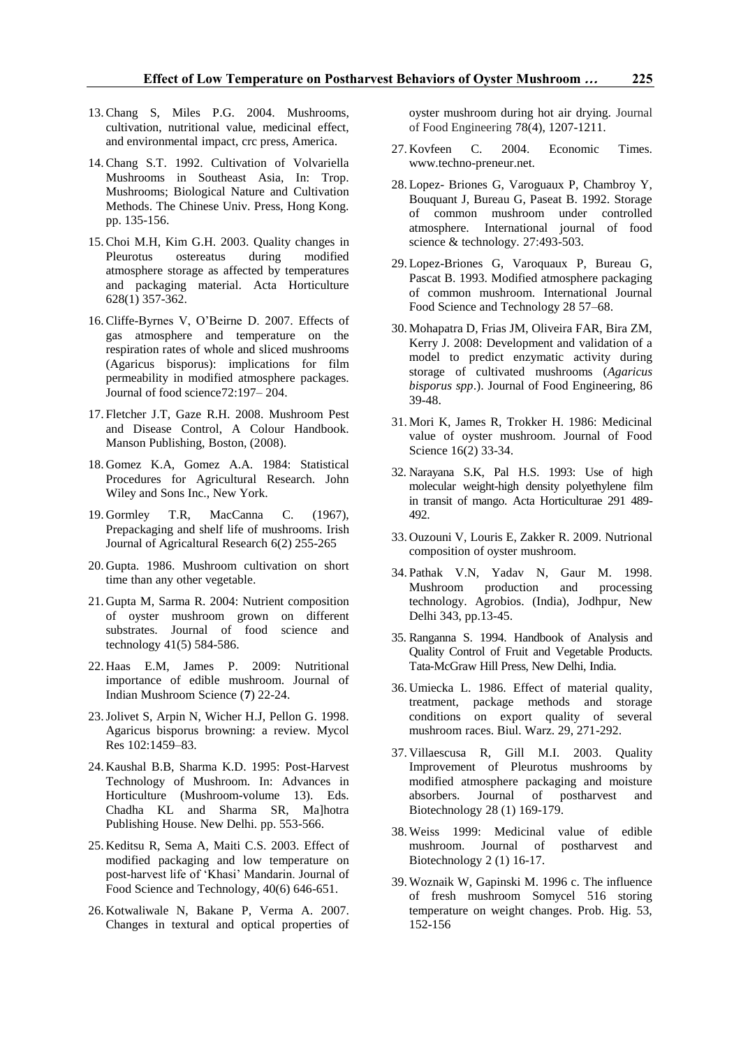13. Chang S, Miles P.G. 2004. Mushrooms, cultivation, nutritional value, medicinal effect, and environmental impact, crc press, America.
14. Chang S.T. 1992. Cultivation of Volvariella Mushrooms in Southeast Asia, In: Trop. Mushrooms; Biological Nature and Cultivation Methods. The Chinese Univ. Press, Hong Kong. pp. 135-156.
15. Choi M.H, Kim G.H. 2003. Quality changes in Pleurotus ostereatus during modified atmosphere storage as affected by temperatures and packaging material. Acta Horticulture 628(1) 357-362.
16. Cliffe-Byrnes V, O'Beirne D. 2007. Effects of gas atmosphere and temperature on the respiration rates of whole and sliced mushrooms (Agaricus bisporus): implications for film permeability in modified atmosphere packages. Journal of food science72:197– 204.
17. Fletcher J.T, Gaze R.H. 2008. Mushroom Pest and Disease Control, A Colour Handbook. Manson Publishing, Boston, (2008).
18. Gomez K.A, Gomez A.A. 1984: Statistical Procedures for Agricultural Research. John Wiley and Sons Inc., New York.
19. Gormley T.R, MacCanna C. (1967), Prepackaging and shelf life of mushrooms. Irish Journal of Agricaltural Research 6(2) 255-265
20. Gupta. 1986. Mushroom cultivation on short time than any other vegetable.
21. Gupta M, Sarma R. 2004: Nutrient composition of oyster mushroom grown on different substrates. Journal of food science and technology 41(5) 584-586.
22. Haas E.M, James P. 2009: Nutritional importance of edible mushroom. Journal of Indian Mushroom Science (**7**) 22-24.
23. Jolivet S, Arpin N, Wicher H.J, Pellon G. 1998. Agaricus bisporus browning: a review. Mycol Res 102:1459–83.
24. Kaushal B.B, Sharma K.D. 1995: Post-Harvest Technology of Mushroom. In: Advances in Horticulture (Mushroom-volume 13). Eds. Chadha KL and Sharma SR, Ma]hotra Publishing House. New Delhi. pp. 553-566.
25. Keditsu R, Sema A, Maiti C.S. 2003. Effect of modified packaging and low temperature on post-harvest life of 'Khasi' Mandarin. Journal of Food Science and Technology, 40(6) 646-651.
26. Kotwaliwale N, Bakane P, Verma A. 2007. Changes in textural and optical properties of oyster mushroom during hot air drying. Journal of Food Engineering 78(4), 1207-1211.
27. Kovfeen C. 2004. Economic Times. www.techno-preneur.net.
28. Lopez- Briones G, Varoguaux P, Chambroy Y, Bouquant J, Bureau G, Paseat B. 1992. Storage of common mushroom under controlled atmosphere. International journal of food science & technology. 27:493-503.
29. Lopez-Briones G, Varoquaux P, Bureau G, Pascat B. 1993. Modified atmosphere packaging of common mushroom. International Journal Food Science and Technology 28 57–68.
30. Mohapatra D, Frias JM, Oliveira FAR, Bira ZM, Kerry J. 2008: Development and validation of a model to predict enzymatic activity during storage of cultivated mushrooms (*Agaricus bisporus spp*.). Journal of Food Engineering, 86 39-48.
31. Mori K, James R, Trokker H. 1986: Medicinal value of oyster mushroom. Journal of Food Science 16(2) 33-34.
32. Narayana S.K, Pal H.S. 1993: Use of high molecular weight-high density polyethylene film in transit of mango. Acta Horticulturae 291 489-492.
33. Ouzouni V, Louris E, Zakker R. 2009. Nutrional composition of oyster mushroom.
34. Pathak V.N, Yadav N, Gaur M. 1998. Mushroom production and processing technology. Agrobios. (India), Jodhpur, New Delhi 343, pp.13-45.
35. Ranganna S. 1994. Handbook of Analysis and Quality Control of Fruit and Vegetable Products. Tata-McGraw Hill Press, New Delhi, India.
36. Umiecka L. 1986. Effect of material quality, treatment, package methods and storage conditions on export quality of several mushroom races. Biul. Warz. 29, 271-292.
37. Villaescusa R, Gill M.I. 2003. Quality Improvement of Pleurotus mushrooms by modified atmosphere packaging and moisture absorbers. Journal of postharvest and Biotechnology 28 (1) 169-179.
38. Weiss 1999: Medicinal value of edible mushroom. Journal of postharvest and Biotechnology 2 (1) 16-17.
39. Woznaik W, Gapinski M. 1996 c. The influence of fresh mushroom Somycel 516 storing temperature on weight changes. Prob. Hig. 53, 152-156